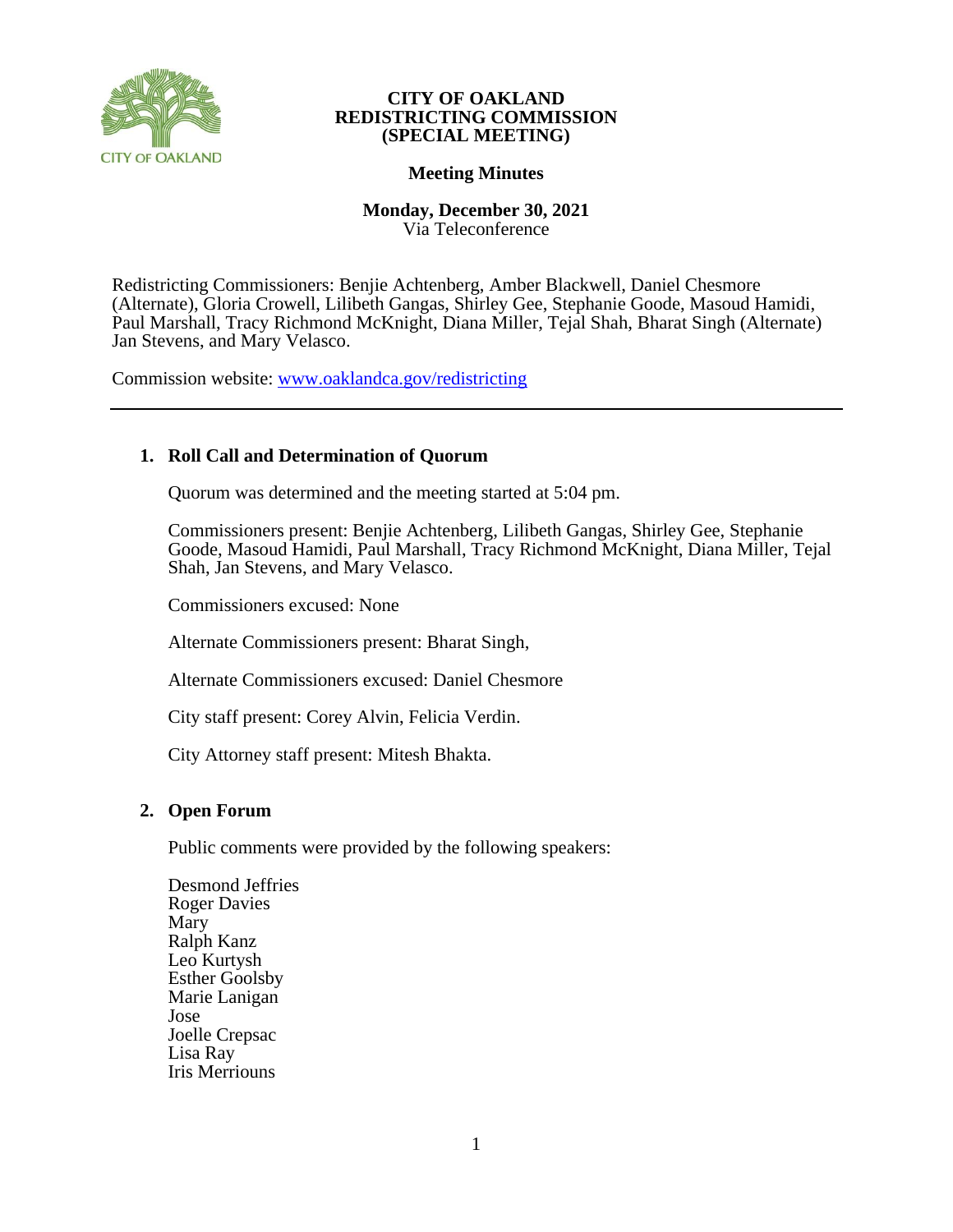**CITY OF OAKLAND**
**REDISTRICTING COMMISSION**
**(SPECIAL MEETING)**

**Meeting Minutes**

**Monday, December 30, 2021**
Via Teleconference

Redistricting Commissioners: Benjie Achtenberg, Amber Blackwell, Daniel Chesmore (Alternate), Gloria Crowell, Lilibeth Gangas, Shirley Gee, Stephanie Goode, Masoud Hamidi, Paul Marshall, Tracy Richmond McKnight, Diana Miller, Tejal Shah, Bharat Singh (Alternate) Jan Stevens, and Mary Velasco.

Commission website: www.oaklandca.gov/redistricting

---

## 1. Roll Call and Determination of Quorum

Quorum was determined and the meeting started at 5:04 pm.

Commissioners present: Benjie Achtenberg, Lilibeth Gangas, Shirley Gee, Stephanie Goode, Masoud Hamidi, Paul Marshall, Tracy Richmond McKnight, Diana Miller, Tejal Shah, Jan Stevens, and Mary Velasco.

Commissioners excused: None

Alternate Commissioners present: Bharat Singh,

Alternate Commissioners excused: Daniel Chesmore

City staff present: Corey Alvin, Felicia Verdin.

City Attorney staff present: Mitesh Bhakta.

## 2. Open Forum

Public comments were provided by the following speakers:

Desmond Jeffries
Roger Davies
Mary
Ralph Kanz
Leo Kurtysh
Esther Goolsby
Marie Lanigan
Jose
Joelle Crepsac
Lisa Ray
Iris Merriouns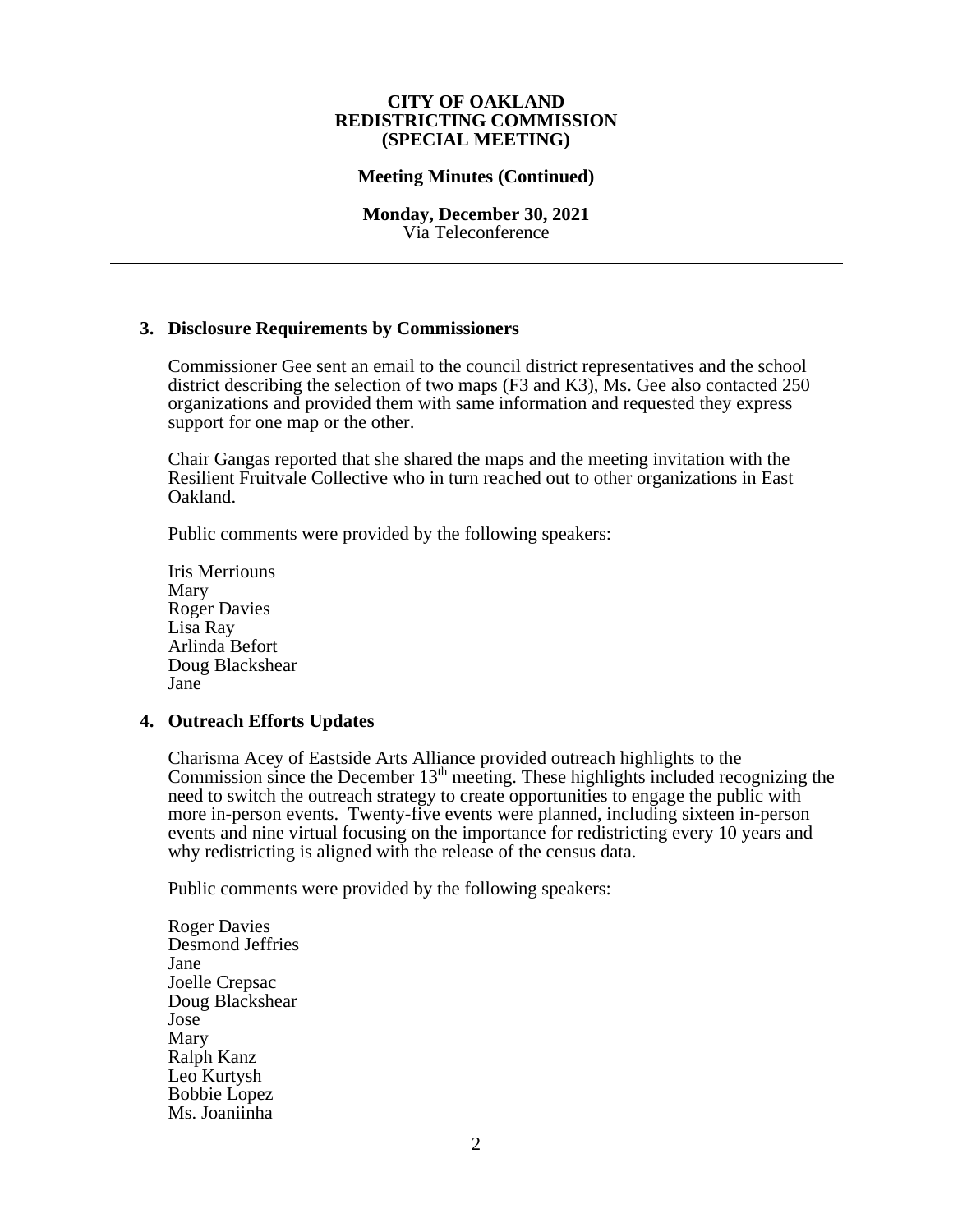**CITY OF OAKLAND**
**REDISTRICTING COMMISSION**
**(SPECIAL MEETING)**

**Meeting Minutes (Continued)**

**Monday, December 30, 2021**
Via Teleconference

---

### 3. Disclosure Requirements by Commissioners

Commissioner Gee sent an email to the council district representatives and the school district describing the selection of two maps (F3 and K3), Ms. Gee also contacted 250 organizations and provided them with same information and requested they express support for one map or the other.

Chair Gangas reported that she shared the maps and the meeting invitation with the Resilient Fruitvale Collective who in turn reached out to other organizations in East Oakland.

Public comments were provided by the following speakers:

Iris Merriouns
Mary
Roger Davies
Lisa Ray
Arlinda Befort
Doug Blackshear
Jane

### 4. Outreach Efforts Updates

Charisma Acey of Eastside Arts Alliance provided outreach highlights to the Commission since the December 13th meeting. These highlights included recognizing the need to switch the outreach strategy to create opportunities to engage the public with more in-person events. Twenty-five events were planned, including sixteen in-person events and nine virtual focusing on the importance for redistricting every 10 years and why redistricting is aligned with the release of the census data.

Public comments were provided by the following speakers:

Roger Davies
Desmond Jeffries
Jane
Joelle Crepsac
Doug Blackshear
Jose
Mary
Ralph Kanz
Leo Kurtysh
Bobbie Lopez
Ms. Joaniinha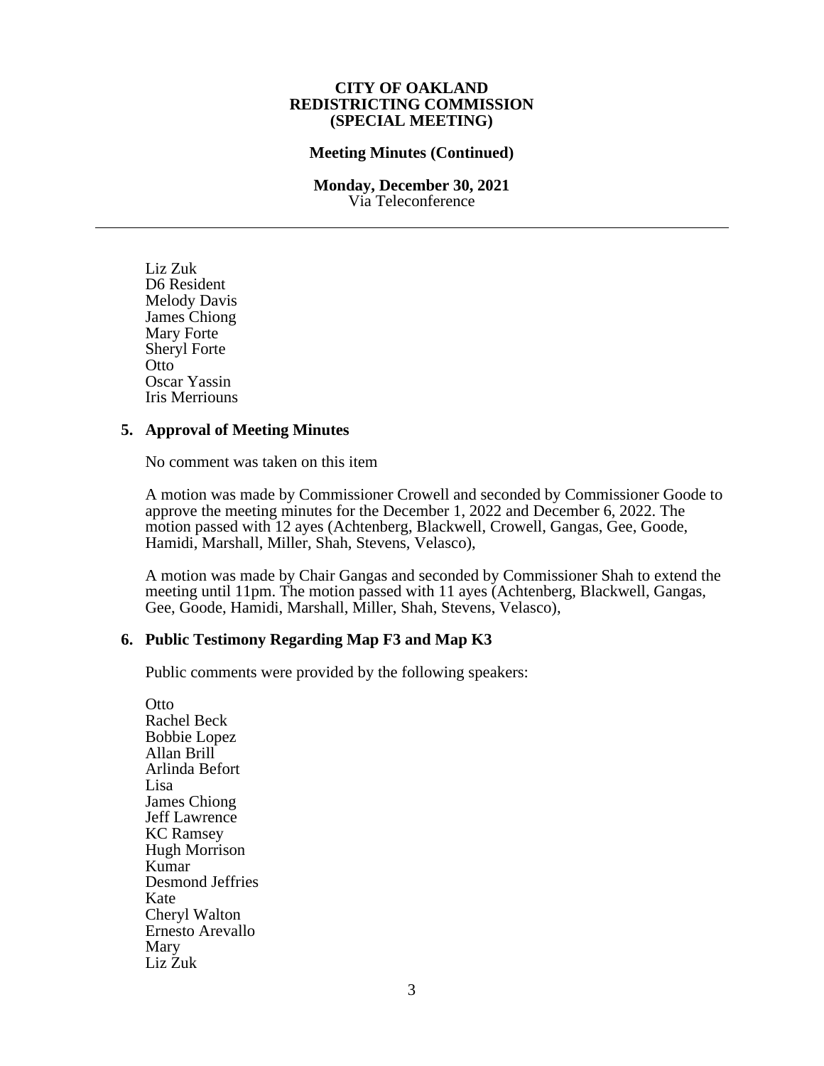**CITY OF OAKLAND**
**REDISTRICTING COMMISSION**
**(SPECIAL MEETING)**

**Meeting Minutes (Continued)**

**Monday, December 30, 2021**
Via Teleconference

---

Liz Zuk
D6 Resident
Melody Davis
James Chiong
Mary Forte
Sheryl Forte
Otto
Oscar Yassin
Iris Merriouns

## 5. Approval of Meeting Minutes

No comment was taken on this item

A motion was made by Commissioner Crowell and seconded by Commissioner Goode to approve the meeting minutes for the December 1, 2022 and December 6, 2022. The motion passed with 12 ayes (Achtenberg, Blackwell, Crowell, Gangas, Gee, Goode, Hamidi, Marshall, Miller, Shah, Stevens, Velasco),

A motion was made by Chair Gangas and seconded by Commissioner Shah to extend the meeting until 11pm. The motion passed with 11 ayes (Achtenberg, Blackwell, Gangas, Gee, Goode, Hamidi, Marshall, Miller, Shah, Stevens, Velasco),

## 6. Public Testimony Regarding Map F3 and Map K3

Public comments were provided by the following speakers:

Otto
Rachel Beck
Bobbie Lopez
Allan Brill
Arlinda Befort
Lisa
James Chiong
Jeff Lawrence
KC Ramsey
Hugh Morrison
Kumar
Desmond Jeffries
Kate
Cheryl Walton
Ernesto Arevallo
Mary
Liz Zuk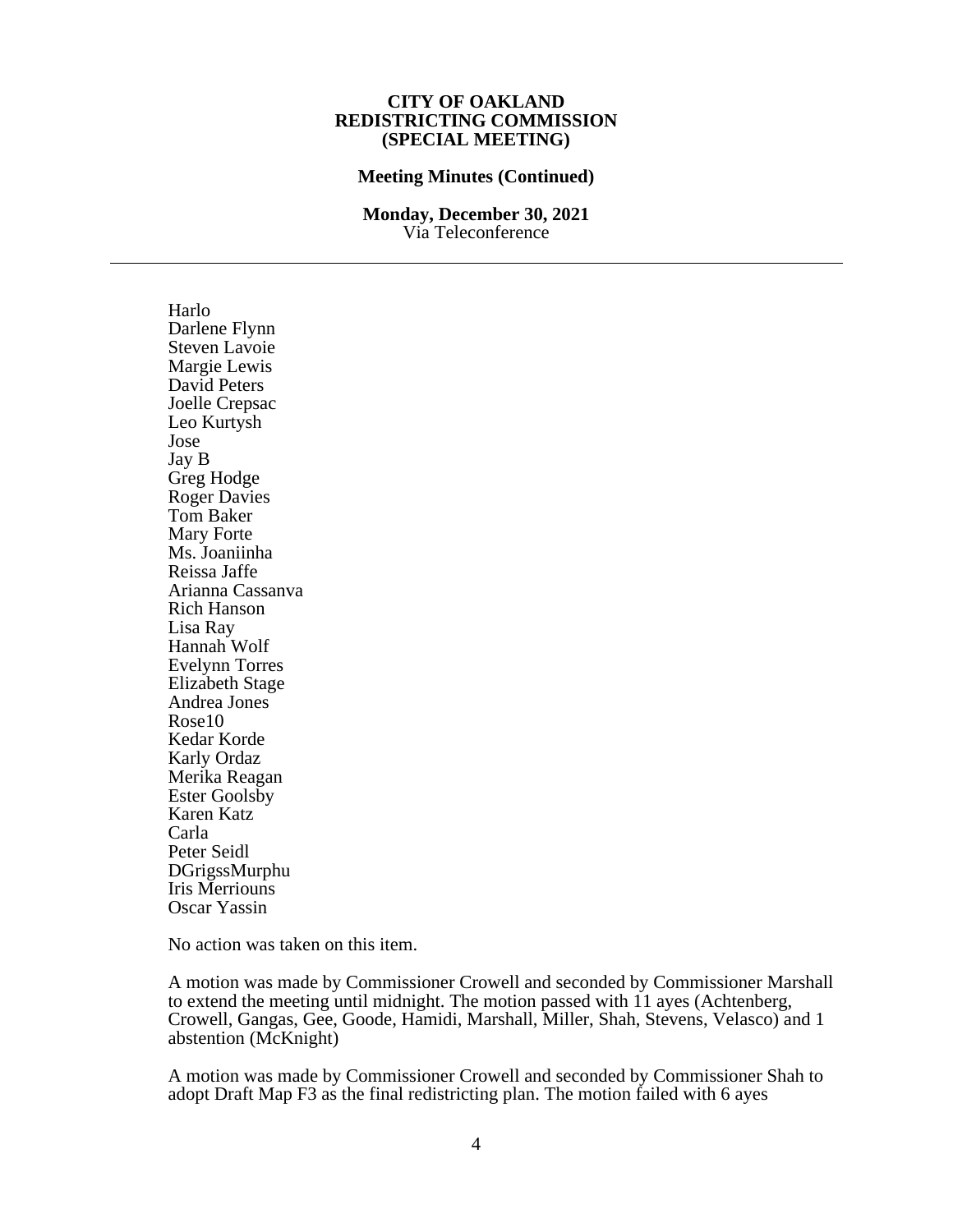**CITY OF OAKLAND**
**REDISTRICTING COMMISSION**
**(SPECIAL MEETING)**

**Meeting Minutes (Continued)**

**Monday, December 30, 2021**
Via Teleconference

---

Harlo
Darlene Flynn
Steven Lavoie
Margie Lewis
David Peters
Joelle Crepsac
Leo Kurtysh
Jose
Jay B
Greg Hodge
Roger Davies
Tom Baker
Mary Forte
Ms. Joaniinha
Reissa Jaffe
Arianna Cassanva
Rich Hanson
Lisa Ray
Hannah Wolf
Evelynn Torres
Elizabeth Stage
Andrea Jones
Rose10
Kedar Korde
Karly Ordaz
Merika Reagan
Ester Goolsby
Karen Katz
Carla
Peter Seidl
DGrigssMurphu
Iris Merriouns
Oscar Yassin

No action was taken on this item.

A motion was made by Commissioner Crowell and seconded by Commissioner Marshall to extend the meeting until midnight. The motion passed with 11 ayes (Achtenberg, Crowell, Gangas, Gee, Goode, Hamidi, Marshall, Miller, Shah, Stevens, Velasco) and 1 abstention (McKnight)

A motion was made by Commissioner Crowell and seconded by Commissioner Shah to adopt Draft Map F3 as the final redistricting plan. The motion failed with 6 ayes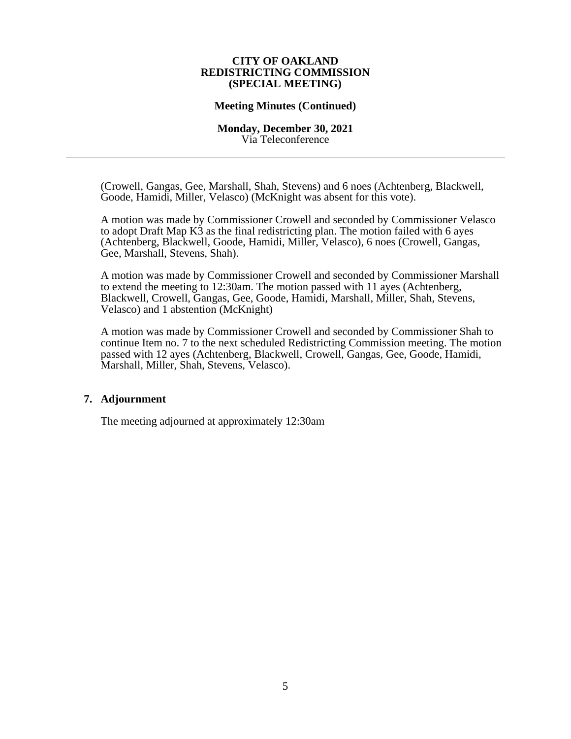**CITY OF OAKLAND**
**REDISTRICTING COMMISSION**
**(SPECIAL MEETING)**

**Meeting Minutes (Continued)**

**Monday, December 30, 2021**
Via Teleconference

---

(Crowell, Gangas, Gee, Marshall, Shah, Stevens) and 6 noes (Achtenberg, Blackwell, Goode, Hamidi, Miller, Velasco) (McKnight was absent for this vote).

A motion was made by Commissioner Crowell and seconded by Commissioner Velasco to adopt Draft Map K3 as the final redistricting plan. The motion failed with 6 ayes (Achtenberg, Blackwell, Goode, Hamidi, Miller, Velasco), 6 noes (Crowell, Gangas, Gee, Marshall, Stevens, Shah).

A motion was made by Commissioner Crowell and seconded by Commissioner Marshall to extend the meeting to 12:30am. The motion passed with 11 ayes (Achtenberg, Blackwell, Crowell, Gangas, Gee, Goode, Hamidi, Marshall, Miller, Shah, Stevens, Velasco) and 1 abstention (McKnight)

A motion was made by Commissioner Crowell and seconded by Commissioner Shah to continue Item no. 7 to the next scheduled Redistricting Commission meeting. The motion passed with 12 ayes (Achtenberg, Blackwell, Crowell, Gangas, Gee, Goode, Hamidi, Marshall, Miller, Shah, Stevens, Velasco).

## 7. Adjournment

The meeting adjourned at approximately 12:30am